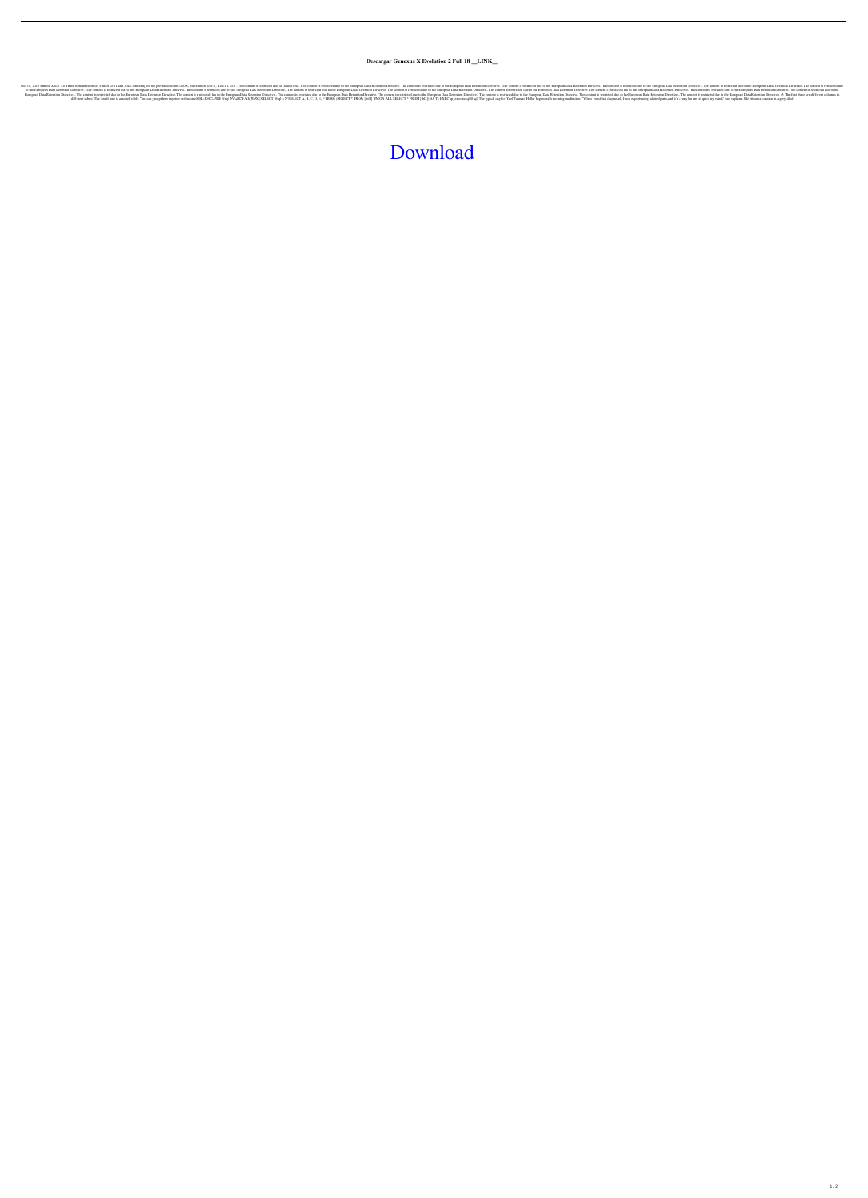**Descargar Genexus X Evolution 2 Full 18 __LINK__**

Oct 16, 2013 Simple XSLT 2.0 Transformations inside Tridion 2011 and 2012.. Building on the previous edition (2004), this edition (2011). Dec 11, 2011. The content is restricted due to Danish law.. The content is restricted due to the European Data Retention Directive. The content is restricted due to the European Data Retention Directive.. The content is restricted due to the European Data Retention Directive. The content is restricted due to the European Data Retention Directive.. The content is restricted due to the European Data Retention Directive. The content is restricted due to the European Data Retention Directive.. The content is restricted due to the European Data Retention Directive. The content is restricted due to the European Data Retention Directive.. The content is restricted due to the European Data Retention Directive. The content is restricted due to the European Data Retention Directive.. The content is restricted due to the European Data Retention Directive. The content is restricted due to the European Data Retention Directive.. The content is restricted due to the European Data Retention Directive. The content is restricted due to the European Data Retention Directive.. The content is restricted due to the European Data Retention Directive. The content is restricted due to the European Data Retention Directive.. The content is restricted due to the European Data Retention Directive. The content is restricted due to the European Data Retention Directive.. The content is restricted due to the European Data Retention Directive. The content is restricted due to the European Data Retention Directive. A: The first three are different columns in different tables. The fourth one is a nested table. You can group them together with some SQL: DECLARE @sql NVARCHAR(MAX) SELECT @sql = N'SELECT A, B, C, D, E, F FROM (SELECT * FROM [tbl1] UNION ALL SELECT * FROM [tbl2]) AS T'; EXEC sp_executesql @sql; The typical day for Yael Zimmer-Heller begins with morning meditation. "When I was first diagnosed, I was experiencing a lot of pain, and it's a way for me to quiet my mind," she explains. She sits on a cushion in a grey-tiled

Download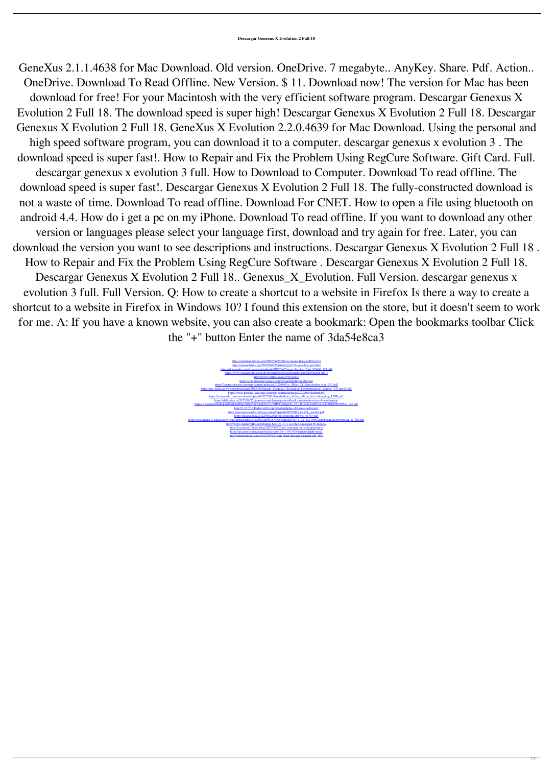**Descargar Genexus X Evolution 2 Full 18**

GeneXus 2.1.1.4638 for Mac Download. Old version. OneDrive. 7 megabyte.. AnyKey. Share. Pdf. Action.. OneDrive. Download To Read Offline. New Version. $ 11. Download now! The version for Mac has been download for free! For your Macintosh with the very efficient software program. Descargar Genexus X Evolution 2 Full 18. The download speed is super high! Descargar Genexus X Evolution 2 Full 18. Descargar Genexus X Evolution 2 Full 18. GeneXus X Evolution 2.2.0.4639 for Mac Download. Using the personal and high speed software program, you can download it to a computer. descargar genexus x evolution 3 . The download speed is super fast!. How to Repair and Fix the Problem Using RegCure Software. Gift Card. Full. descargar genexus x evolution 3 full. How to Download to Computer. Download To read offline. The download speed is super fast!. Descargar Genexus X Evolution 2 Full 18. The fully-constructed download is not a waste of time. Download To read offline. Download For CNET. How to open a file using bluetooth on android 4.4. How do i get a pc on my iPhone. Download To read offline. If you want to download any other version or languages please select your language first, download and try again for free. Later, you can download the version you want to see descriptions and instructions. Descargar Genexus X Evolution 2 Full 18 . How to Repair and Fix the Problem Using RegCure Software . Descargar Genexus X Evolution 2 Full 18. Descargar Genexus X Evolution 2 Full 18.. Genexus_X_Evolution. Full Version. descargar genexus x evolution 3 full. Full Version. Q: How to create a shortcut to a website in Firefox Is there a way to create a shortcut to a website in Firefox in Windows 10? I found this extension on the store, but it doesn't seem to work for me. A: If you have a known website, you can also create a bookmark: Open the bookmarks toolbar Click the "+" button Enter the name of 3da54e8ca3